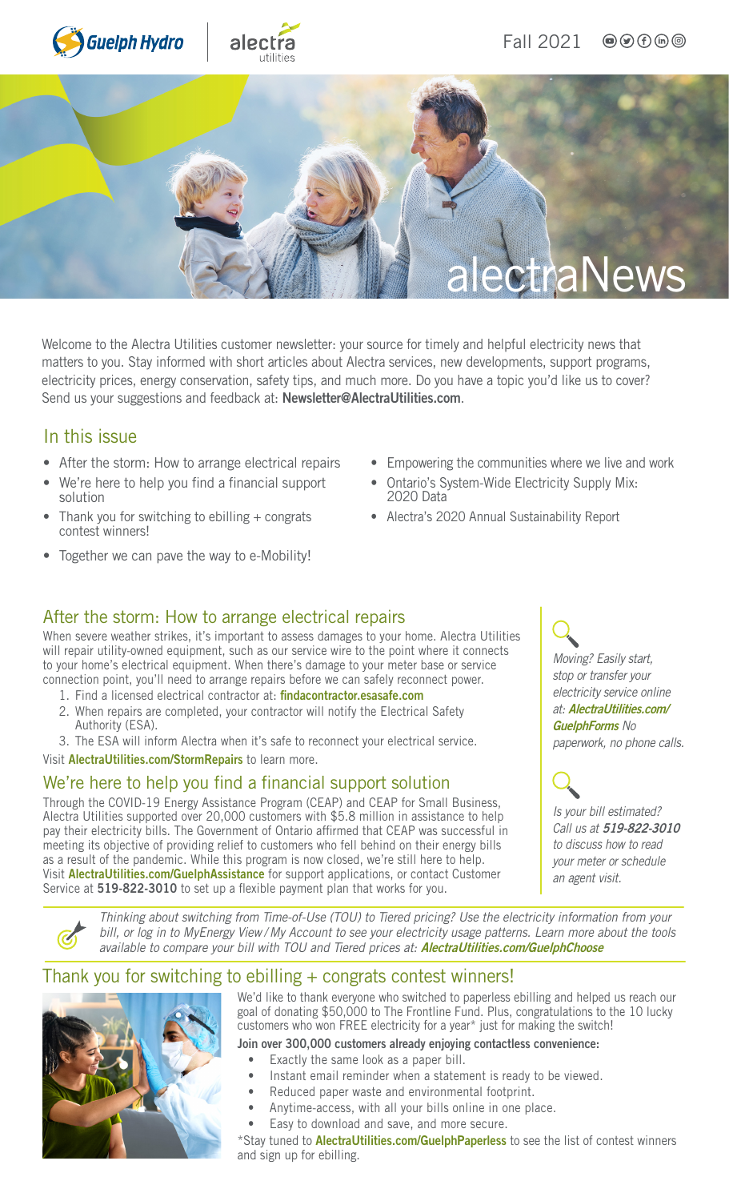Fall 2021

# alectraNews

Welcome to the Alectra Utilities customer newsletter: your source for timely and helpful electricity news that matters to you. Stay informed with short articles about Alectra services, new developments, support programs, electricity prices, energy conservation, safety tips, and much more. Do you have a topic you'd like us to cover? Send us your suggestions and feedback at: **Newsletter@AlectraUtilities.com**.

## In this issue

- After the storm: How to arrange electrical repairs
- We're here to help you find a financial support solution
- Thank you for switching to ebilling + congrats contest winners!
- Together we can pave the way to e-Mobility!
- Empowering the communities where we live and work
- Ontario's System-Wide Electricity Supply Mix: 2020 Data
- Alectra's 2020 Annual Sustainability Report

## After the storm: How to arrange electrical repairs

When severe weather strikes, it's important to assess damages to your home. Alectra Utilities will repair utility-owned equipment, such as our service wire to the point where it connects to your home's electrical equipment. When there's damage to your meter base or service connection point, you'll need to arrange repairs before we can safely reconnect power.

1. Find a licensed electrical contractor at: **findacontractor.esasafe.com**
2. When repairs are completed, your contractor will notify the Electrical Safety Authority (ESA).
3. The ESA will inform Alectra when it's safe to reconnect your electrical service.

Visit **AlectraUtilities.com/StormRepairs** to learn more.

## We're here to help you find a financial support solution

Through the COVID-19 Energy Assistance Program (CEAP) and CEAP for Small Business, Alectra Utilities supported over 20,000 customers with $5.8 million in assistance to help pay their electricity bills. The Government of Ontario affirmed that CEAP was successful in meeting its objective of providing relief to customers who fell behind on their energy bills as a result of the pandemic. While this program is now closed, we're still here to help. Visit **AlectraUtilities.com/GuelphAssistance** for support applications, or contact Customer Service at **519-822-3010** to set up a flexible payment plan that works for you.

*Moving? Easily start, stop or transfer your electricity service online at: **AlectraUtilities.com/GuelphForms** No paperwork, no phone calls.*

*Is your bill estimated? Call us at **519-822-3010** to discuss how to read your meter or schedule an agent visit.*

*Thinking about switching from Time-of-Use (TOU) to Tiered pricing? Use the electricity information from your bill, or log in to MyEnergy View / My Account to see your electricity usage patterns. Learn more about the tools available to compare your bill with TOU and Tiered prices at: **AlectraUtilities.com/GuelphChoose***

## Thank you for switching to ebilling + congrats contest winners!

We'd like to thank everyone who switched to paperless ebilling and helped us reach our goal of donating $50,000 to The Frontline Fund. Plus, congratulations to the 10 lucky customers who won FREE electricity for a year* just for making the switch!

**Join over 300,000 customers already enjoying contactless convenience:**

- Exactly the same look as a paper bill.
- Instant email reminder when a statement is ready to be viewed.
- Reduced paper waste and environmental footprint.
- Anytime-access, with all your bills online in one place.
- Easy to download and save, and more secure.

*Stay tuned to **AlectraUtilities.com/GuelphPaperless** to see the list of contest winners and sign up for ebilling.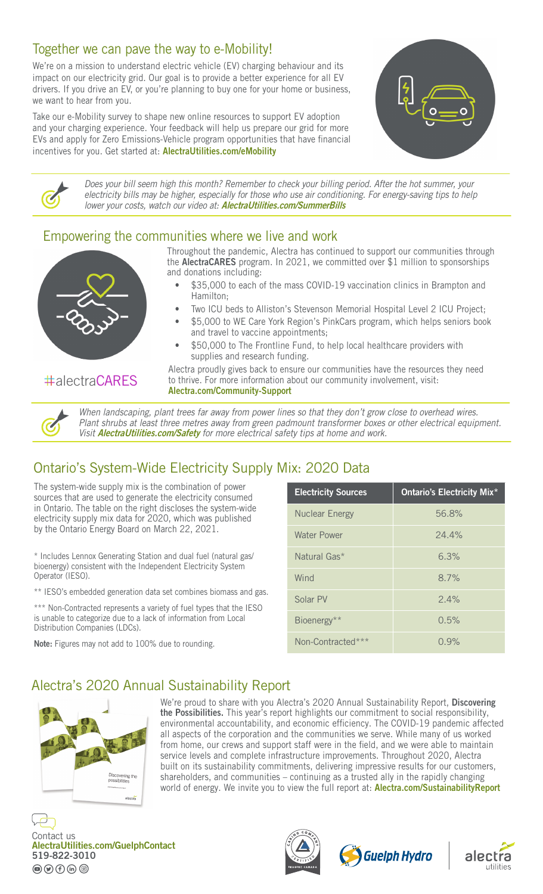## Together we can pave the way to e-Mobility!

We're on a mission to understand electric vehicle (EV) charging behaviour and its impact on our electricity grid. Our goal is to provide a better experience for all EV drivers. If you drive an EV, or you're planning to buy one for your home or business, we want to hear from you.

Take our e-Mobility survey to shape new online resources to support EV adoption and your charging experience. Your feedback will help us prepare our grid for more EVs and apply for Zero Emissions-Vehicle program opportunities that have financial incentives for you. Get started at: **AlectraUtilities.com/eMobility**

*Does your bill seem high this month? Remember to check your billing period. After the hot summer, your electricity bills may be higher, especially for those who use air conditioning. For energy-saving tips to help lower your costs, watch our video at:* ***AlectraUtilities.com/SummerBills***

## Empowering the communities where we live and work

Throughout the pandemic, Alectra has continued to support our communities through the **AlectraCARES** program. In 2021, we committed over $1 million to sponsorships and donations including:

- $35,000 to each of the mass COVID-19 vaccination clinics in Brampton and Hamilton;
- Two ICU beds to Alliston's Stevenson Memorial Hospital Level 2 ICU Project;
- $5,000 to WE Care York Region's PinkCars program, which helps seniors book and travel to vaccine appointments;
- $50,000 to The Frontline Fund, to help local healthcare providers with supplies and research funding.

Alectra proudly gives back to ensure our communities have the resources they need to thrive. For more information about our community involvement, visit: **Alectra.com/Community-Support**

#alectraCARES

*When landscaping, plant trees far away from power lines so that they don't grow close to overhead wires. Plant shrubs at least three metres away from green padmount transformer boxes or other electrical equipment. Visit* ***AlectraUtilities.com/Safety*** *for more electrical safety tips at home and work.*

## Ontario's System-Wide Electricity Supply Mix: 2020 Data

The system-wide supply mix is the combination of power sources that are used to generate the electricity consumed in Ontario. The table on the right discloses the system-wide electricity supply mix data for 2020, which was published by the Ontario Energy Board on March 22, 2021.

| Electricity Sources | Ontario's Electricity Mix* |
|---|---|
| Nuclear Energy | 56.8% |
| Water Power | 24.4% |
| Natural Gas* | 6.3% |
| Wind | 8.7% |
| Solar PV | 2.4% |
| Bioenergy** | 0.5% |
| Non-Contracted*** | 0.9% |

\* Includes Lennox Generating Station and dual fuel (natural gas/bioenergy) consistent with the Independent Electricity System Operator (IESO).

** IESO's embedded generation data set combines biomass and gas.

*** Non-Contracted represents a variety of fuel types that the IESO is unable to categorize due to a lack of information from Local Distribution Companies (LDCs).

**Note:** Figures may not add to 100% due to rounding.

## Alectra's 2020 Annual Sustainability Report

We're proud to share with you Alectra's 2020 Annual Sustainability Report, **Discovering the Possibilities.** This year's report highlights our commitment to social responsibility, environmental accountability, and economic efficiency. The COVID-19 pandemic affected all aspects of the corporation and the communities we serve. While many of us worked from home, our crews and support staff were in the field, and we were able to maintain service levels and complete infrastructure improvements. Throughout 2020, Alectra built on its sustainability commitments, delivering impressive results for our customers, shareholders, and communities – continuing as a trusted ally in the rapidly changing world of energy. We invite you to view the full report at: **Alectra.com/SustainabilityReport**

Contact us
**AlectraUtilities.com/GuelphContact**
**519-822-3010**

Guelph Hydro | alectra utilities